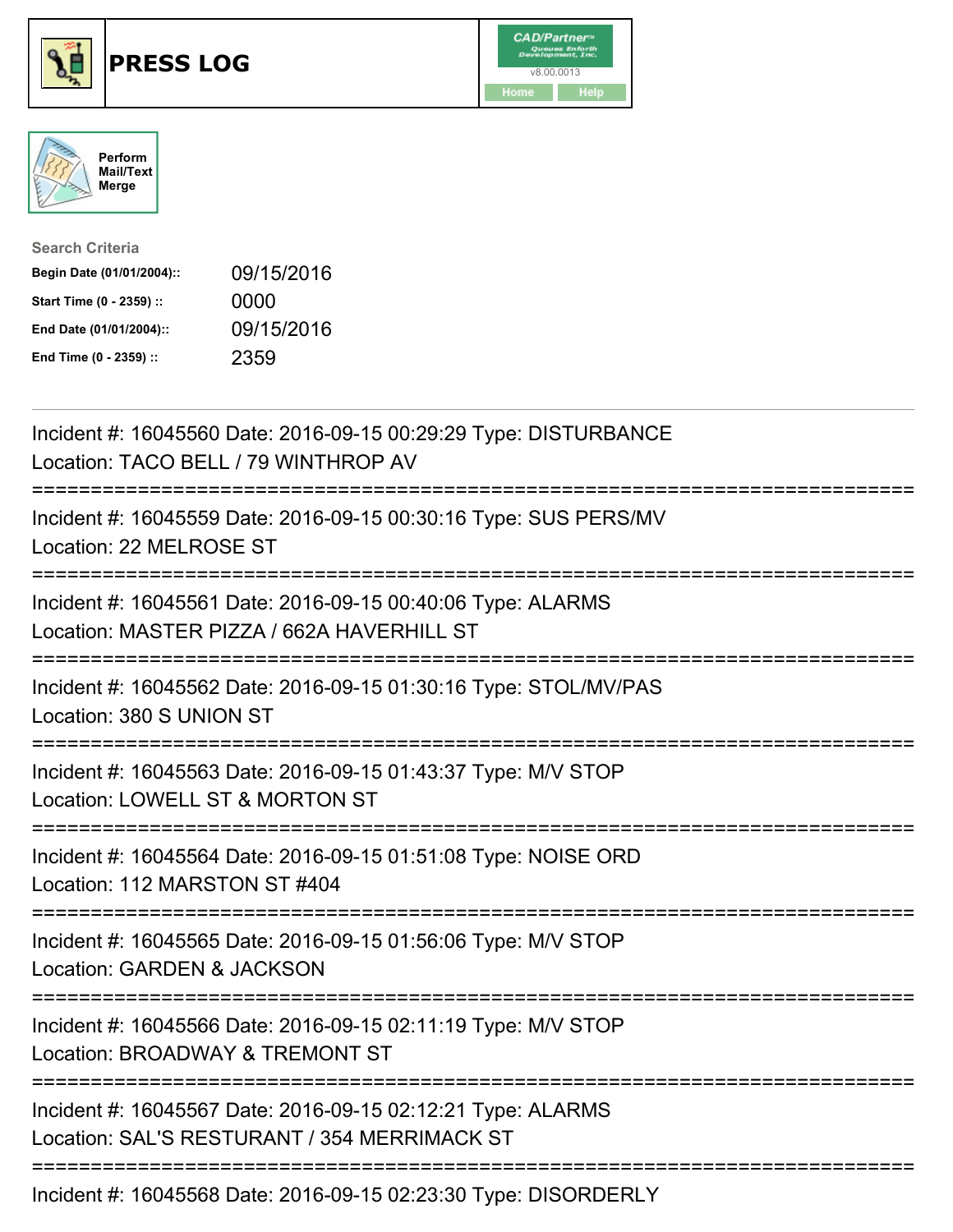# PRESS LOG

Perform Mail/Text Merge

**Search Criteria**

| | |
|---|---|
| **Begin Date (01/01/2004)::** | 09/15/2016 |
| **Start Time (0 - 2359) ::** | 0000 |
| **End Date (01/01/2004)::** | 09/15/2016 |
| **End Time (0 - 2359) ::** | 2359 |

Incident #: 16045560 Date: 2016-09-15 00:29:29 Type: DISTURBANCE
Location: TACO BELL / 79 WINTHROP AV

===========================================================================

Incident #: 16045559 Date: 2016-09-15 00:30:16 Type: SUS PERS/MV
Location: 22 MELROSE ST

===========================================================================

Incident #: 16045561 Date: 2016-09-15 00:40:06 Type: ALARMS
Location: MASTER PIZZA / 662A HAVERHILL ST

===========================================================================

Incident #: 16045562 Date: 2016-09-15 01:30:16 Type: STOL/MV/PAS
Location: 380 S UNION ST

===========================================================================

Incident #: 16045563 Date: 2016-09-15 01:43:37 Type: M/V STOP
Location: LOWELL ST & MORTON ST

===========================================================================

Incident #: 16045564 Date: 2016-09-15 01:51:08 Type: NOISE ORD
Location: 112 MARSTON ST #404

===========================================================================

Incident #: 16045565 Date: 2016-09-15 01:56:06 Type: M/V STOP
Location: GARDEN & JACKSON

===========================================================================

Incident #: 16045566 Date: 2016-09-15 02:11:19 Type: M/V STOP
Location: BROADWAY & TREMONT ST

===========================================================================

Incident #: 16045567 Date: 2016-09-15 02:12:21 Type: ALARMS
Location: SAL'S RESTURANT / 354 MERRIMACK ST

===========================================================================

Incident #: 16045568 Date: 2016-09-15 02:23:30 Type: DISORDERLY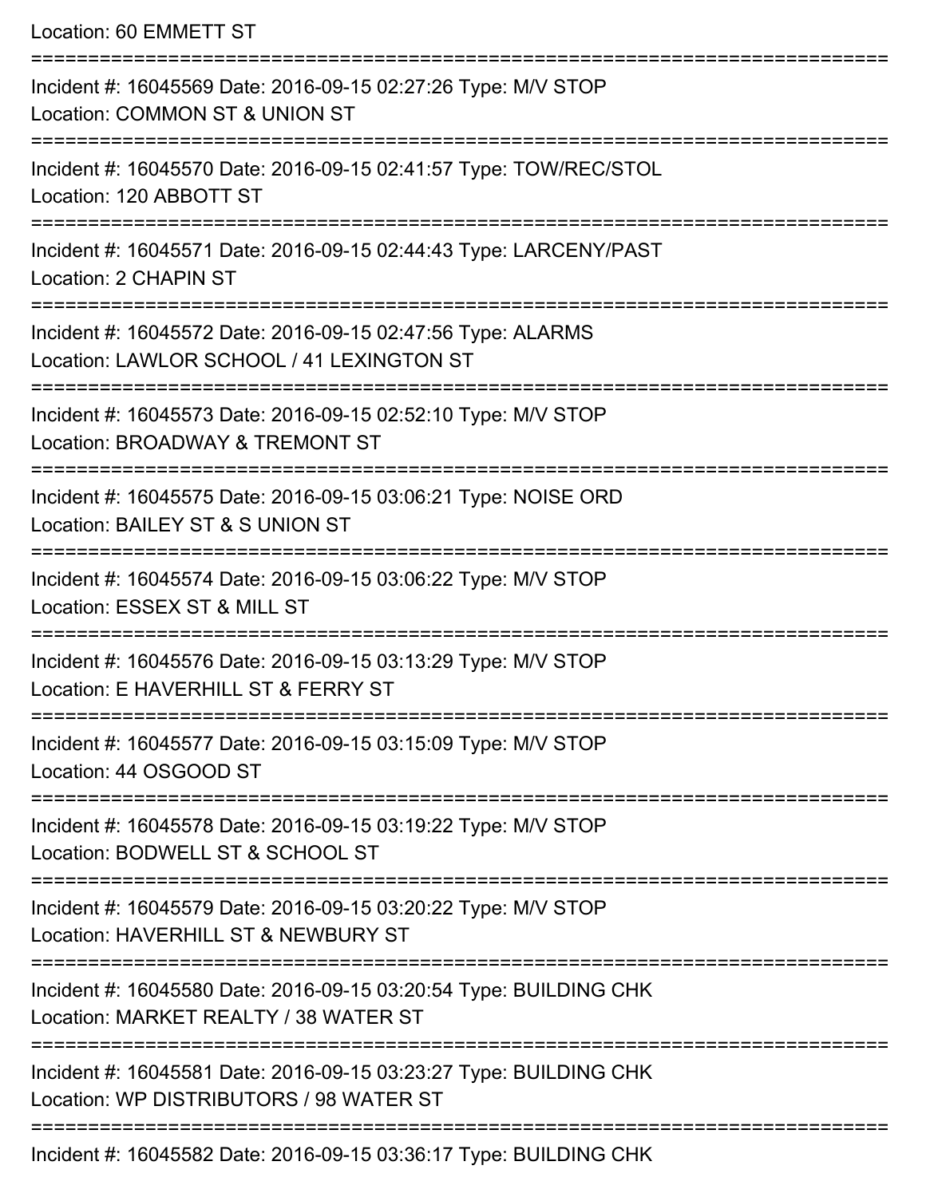Location: 60 EMMETT ST

===========================================================================

Incident #: 16045569 Date: 2016-09-15 02:27:26 Type: M/V STOP
Location: COMMON ST & UNION ST

===========================================================================

Incident #: 16045570 Date: 2016-09-15 02:41:57 Type: TOW/REC/STOL
Location: 120 ABBOTT ST

===========================================================================

Incident #: 16045571 Date: 2016-09-15 02:44:43 Type: LARCENY/PAST
Location: 2 CHAPIN ST

===========================================================================

Incident #: 16045572 Date: 2016-09-15 02:47:56 Type: ALARMS
Location: LAWLOR SCHOOL / 41 LEXINGTON ST

===========================================================================

Incident #: 16045573 Date: 2016-09-15 02:52:10 Type: M/V STOP
Location: BROADWAY & TREMONT ST

===========================================================================

Incident #: 16045575 Date: 2016-09-15 03:06:21 Type: NOISE ORD
Location: BAILEY ST & S UNION ST

===========================================================================

Incident #: 16045574 Date: 2016-09-15 03:06:22 Type: M/V STOP
Location: ESSEX ST & MILL ST

===========================================================================

Incident #: 16045576 Date: 2016-09-15 03:13:29 Type: M/V STOP
Location: E HAVERHILL ST & FERRY ST

===========================================================================

Incident #: 16045577 Date: 2016-09-15 03:15:09 Type: M/V STOP
Location: 44 OSGOOD ST

===========================================================================

Incident #: 16045578 Date: 2016-09-15 03:19:22 Type: M/V STOP
Location: BODWELL ST & SCHOOL ST

===========================================================================

Incident #: 16045579 Date: 2016-09-15 03:20:22 Type: M/V STOP
Location: HAVERHILL ST & NEWBURY ST

===========================================================================

Incident #: 16045580 Date: 2016-09-15 03:20:54 Type: BUILDING CHK
Location: MARKET REALTY / 38 WATER ST

===========================================================================

Incident #: 16045581 Date: 2016-09-15 03:23:27 Type: BUILDING CHK
Location: WP DISTRIBUTORS / 98 WATER ST

===========================================================================

Incident #: 16045582 Date: 2016-09-15 03:36:17 Type: BUILDING CHK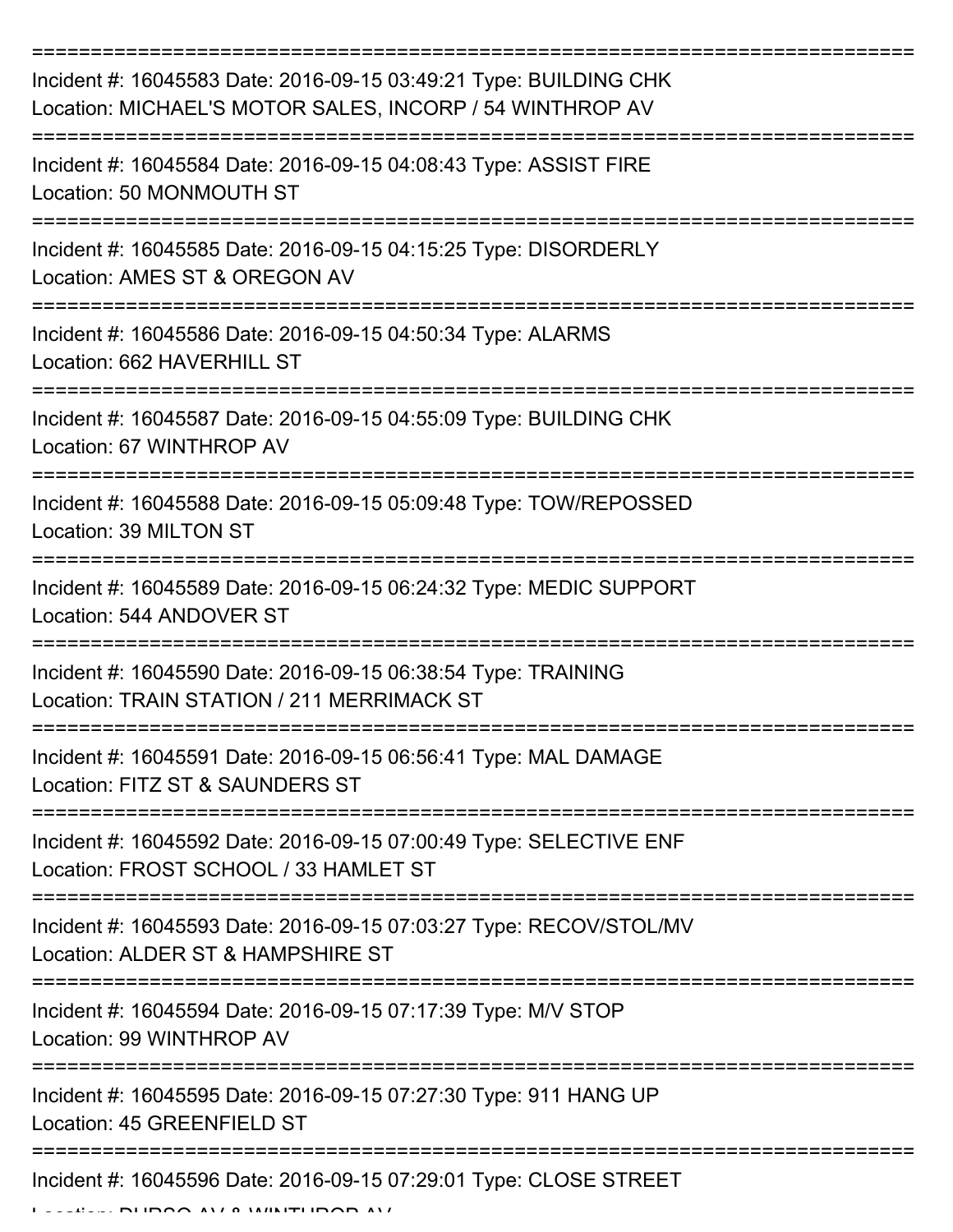===========================================================================

Incident #: 16045583 Date: 2016-09-15 03:49:21 Type: BUILDING CHK
Location: MICHAEL'S MOTOR SALES, INCORP / 54 WINTHROP AV

===========================================================================

Incident #: 16045584 Date: 2016-09-15 04:08:43 Type: ASSIST FIRE
Location: 50 MONMOUTH ST

===========================================================================

Incident #: 16045585 Date: 2016-09-15 04:15:25 Type: DISORDERLY
Location: AMES ST & OREGON AV

===========================================================================

Incident #: 16045586 Date: 2016-09-15 04:50:34 Type: ALARMS
Location: 662 HAVERHILL ST

===========================================================================

Incident #: 16045587 Date: 2016-09-15 04:55:09 Type: BUILDING CHK
Location: 67 WINTHROP AV

===========================================================================

Incident #: 16045588 Date: 2016-09-15 05:09:48 Type: TOW/REPOSSED
Location: 39 MILTON ST

===========================================================================

Incident #: 16045589 Date: 2016-09-15 06:24:32 Type: MEDIC SUPPORT
Location: 544 ANDOVER ST

===========================================================================

Incident #: 16045590 Date: 2016-09-15 06:38:54 Type: TRAINING
Location: TRAIN STATION / 211 MERRIMACK ST

===========================================================================

Incident #: 16045591 Date: 2016-09-15 06:56:41 Type: MAL DAMAGE
Location: FITZ ST & SAUNDERS ST

===========================================================================

Incident #: 16045592 Date: 2016-09-15 07:00:49 Type: SELECTIVE ENF
Location: FROST SCHOOL / 33 HAMLET ST

===========================================================================

Incident #: 16045593 Date: 2016-09-15 07:03:27 Type: RECOV/STOL/MV
Location: ALDER ST & HAMPSHIRE ST

===========================================================================

Incident #: 16045594 Date: 2016-09-15 07:17:39 Type: M/V STOP
Location: 99 WINTHROP AV

===========================================================================

Incident #: 16045595 Date: 2016-09-15 07:27:30 Type: 911 HANG UP
Location: 45 GREENFIELD ST

===========================================================================

Incident #: 16045596 Date: 2016-09-15 07:29:01 Type: CLOSE STREET
Location: DURSO AV & WINTHROP AV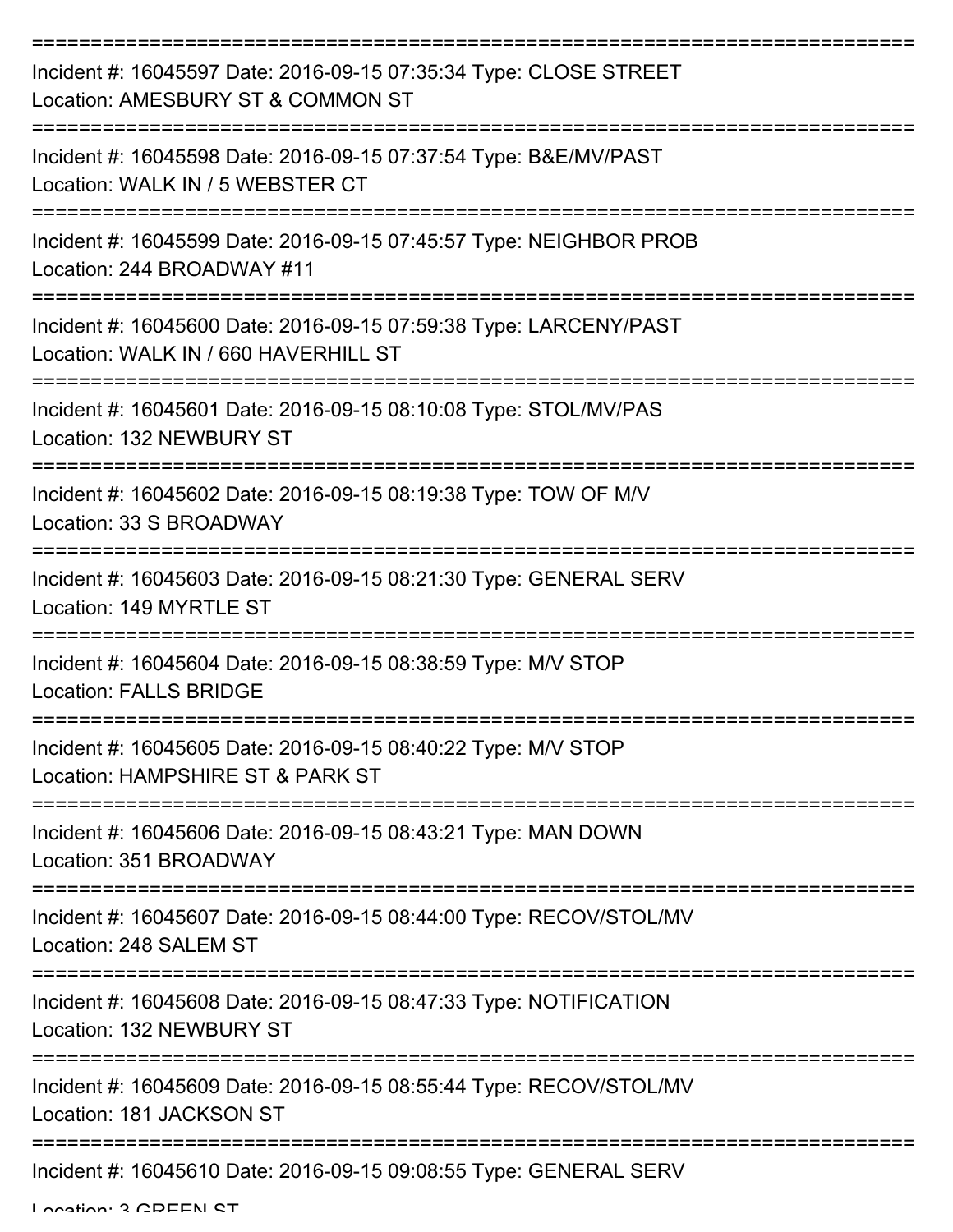===========================================================================

Incident #: 16045597 Date: 2016-09-15 07:35:34 Type: CLOSE STREET

Location: AMESBURY ST & COMMON ST

===========================================================================

Incident #: 16045598 Date: 2016-09-15 07:37:54 Type: B&E/MV/PAST

Location: WALK IN / 5 WEBSTER CT

===========================================================================

Incident #: 16045599 Date: 2016-09-15 07:45:57 Type: NEIGHBOR PROB

Location: 244 BROADWAY #11

===========================================================================

Incident #: 16045600 Date: 2016-09-15 07:59:38 Type: LARCENY/PAST

Location: WALK IN / 660 HAVERHILL ST

===========================================================================

Incident #: 16045601 Date: 2016-09-15 08:10:08 Type: STOL/MV/PAS

Location: 132 NEWBURY ST

===========================================================================

Incident #: 16045602 Date: 2016-09-15 08:19:38 Type: TOW OF M/V

Location: 33 S BROADWAY

===========================================================================

Incident #: 16045603 Date: 2016-09-15 08:21:30 Type: GENERAL SERV

Location: 149 MYRTLE ST

===========================================================================

Incident #: 16045604 Date: 2016-09-15 08:38:59 Type: M/V STOP

Location: FALLS BRIDGE

===========================================================================

Incident #: 16045605 Date: 2016-09-15 08:40:22 Type: M/V STOP

Location: HAMPSHIRE ST & PARK ST

===========================================================================

Incident #: 16045606 Date: 2016-09-15 08:43:21 Type: MAN DOWN

Location: 351 BROADWAY

===========================================================================

Incident #: 16045607 Date: 2016-09-15 08:44:00 Type: RECOV/STOL/MV

Location: 248 SALEM ST

===========================================================================

Incident #: 16045608 Date: 2016-09-15 08:47:33 Type: NOTIFICATION

Location: 132 NEWBURY ST

===========================================================================

Incident #: 16045609 Date: 2016-09-15 08:55:44 Type: RECOV/STOL/MV

Location: 181 JACKSON ST

===========================================================================

Incident #: 16045610 Date: 2016-09-15 09:08:55 Type: GENERAL SERV

Location: 3 GREEN ST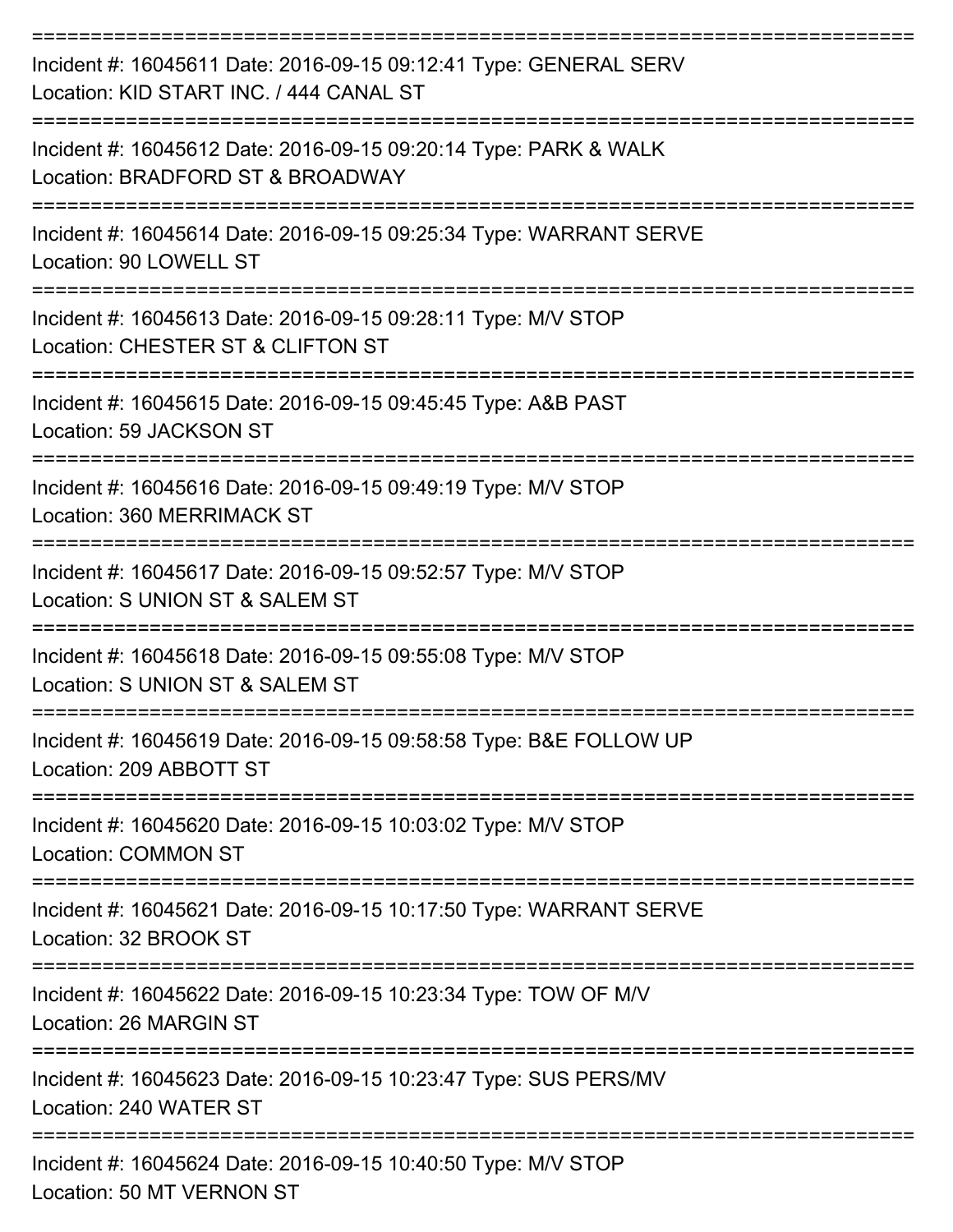===========================================================================

Incident #: 16045611 Date: 2016-09-15 09:12:41 Type: GENERAL SERV
Location: KID START INC. / 444 CANAL ST

===========================================================================

Incident #: 16045612 Date: 2016-09-15 09:20:14 Type: PARK & WALK
Location: BRADFORD ST & BROADWAY

===========================================================================

Incident #: 16045614 Date: 2016-09-15 09:25:34 Type: WARRANT SERVE
Location: 90 LOWELL ST

===========================================================================

Incident #: 16045613 Date: 2016-09-15 09:28:11 Type: M/V STOP
Location: CHESTER ST & CLIFTON ST

===========================================================================

Incident #: 16045615 Date: 2016-09-15 09:45:45 Type: A&B PAST
Location: 59 JACKSON ST

===========================================================================

Incident #: 16045616 Date: 2016-09-15 09:49:19 Type: M/V STOP
Location: 360 MERRIMACK ST

===========================================================================

Incident #: 16045617 Date: 2016-09-15 09:52:57 Type: M/V STOP
Location: S UNION ST & SALEM ST

===========================================================================

Incident #: 16045618 Date: 2016-09-15 09:55:08 Type: M/V STOP
Location: S UNION ST & SALEM ST

===========================================================================

Incident #: 16045619 Date: 2016-09-15 09:58:58 Type: B&E FOLLOW UP
Location: 209 ABBOTT ST

===========================================================================

Incident #: 16045620 Date: 2016-09-15 10:03:02 Type: M/V STOP
Location: COMMON ST

===========================================================================

Incident #: 16045621 Date: 2016-09-15 10:17:50 Type: WARRANT SERVE
Location: 32 BROOK ST

===========================================================================

Incident #: 16045622 Date: 2016-09-15 10:23:34 Type: TOW OF M/V
Location: 26 MARGIN ST

===========================================================================

Incident #: 16045623 Date: 2016-09-15 10:23:47 Type: SUS PERS/MV
Location: 240 WATER ST

===========================================================================

Incident #: 16045624 Date: 2016-09-15 10:40:50 Type: M/V STOP
Location: 50 MT VERNON ST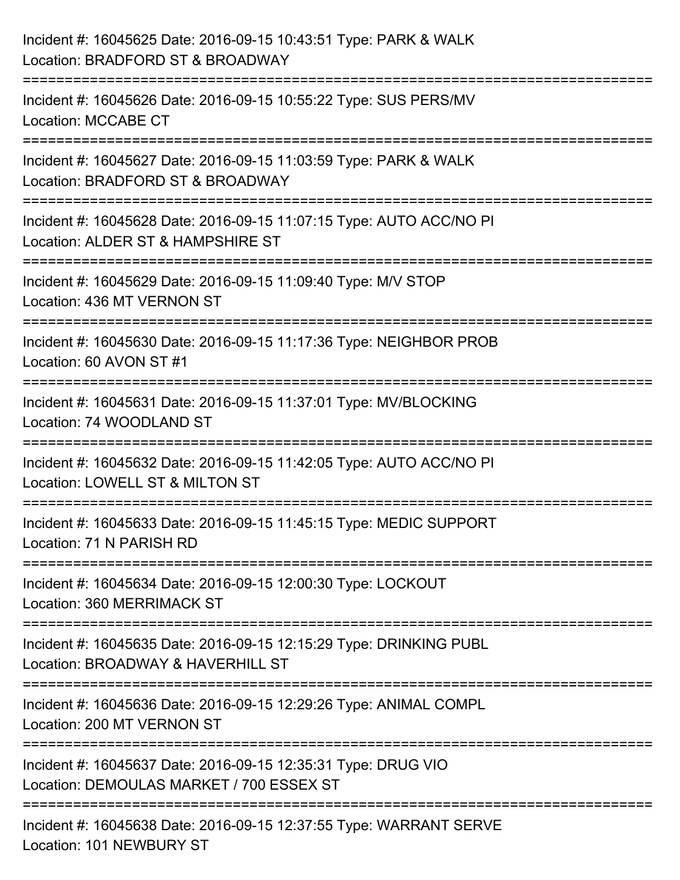Incident #: 16045625 Date: 2016-09-15 10:43:51 Type: PARK & WALK
Location: BRADFORD ST & BROADWAY

===========================================================================

Incident #: 16045626 Date: 2016-09-15 10:55:22 Type: SUS PERS/MV
Location: MCCABE CT

===========================================================================

Incident #: 16045627 Date: 2016-09-15 11:03:59 Type: PARK & WALK
Location: BRADFORD ST & BROADWAY

===========================================================================

Incident #: 16045628 Date: 2016-09-15 11:07:15 Type: AUTO ACC/NO PI
Location: ALDER ST & HAMPSHIRE ST

===========================================================================

Incident #: 16045629 Date: 2016-09-15 11:09:40 Type: M/V STOP
Location: 436 MT VERNON ST

===========================================================================

Incident #: 16045630 Date: 2016-09-15 11:17:36 Type: NEIGHBOR PROB
Location: 60 AVON ST #1

===========================================================================

Incident #: 16045631 Date: 2016-09-15 11:37:01 Type: MV/BLOCKING
Location: 74 WOODLAND ST

===========================================================================

Incident #: 16045632 Date: 2016-09-15 11:42:05 Type: AUTO ACC/NO PI
Location: LOWELL ST & MILTON ST

===========================================================================

Incident #: 16045633 Date: 2016-09-15 11:45:15 Type: MEDIC SUPPORT
Location: 71 N PARISH RD

===========================================================================

Incident #: 16045634 Date: 2016-09-15 12:00:30 Type: LOCKOUT
Location: 360 MERRIMACK ST

===========================================================================

Incident #: 16045635 Date: 2016-09-15 12:15:29 Type: DRINKING PUBL
Location: BROADWAY & HAVERHILL ST

===========================================================================

Incident #: 16045636 Date: 2016-09-15 12:29:26 Type: ANIMAL COMPL
Location: 200 MT VERNON ST

===========================================================================

Incident #: 16045637 Date: 2016-09-15 12:35:31 Type: DRUG VIO
Location: DEMOULAS MARKET / 700 ESSEX ST

===========================================================================

Incident #: 16045638 Date: 2016-09-15 12:37:55 Type: WARRANT SERVE
Location: 101 NEWBURY ST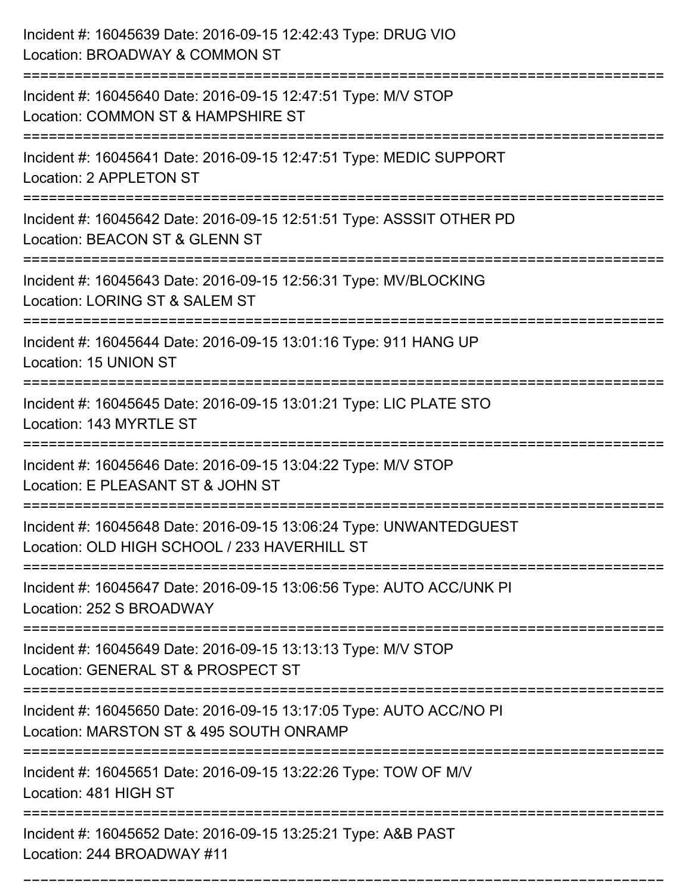Incident #: 16045639 Date: 2016-09-15 12:42:43 Type: DRUG VIO
Location: BROADWAY & COMMON ST

===========================================================================

Incident #: 16045640 Date: 2016-09-15 12:47:51 Type: M/V STOP
Location: COMMON ST & HAMPSHIRE ST

===========================================================================

Incident #: 16045641 Date: 2016-09-15 12:47:51 Type: MEDIC SUPPORT
Location: 2 APPLETON ST

===========================================================================

Incident #: 16045642 Date: 2016-09-15 12:51:51 Type: ASSSIT OTHER PD
Location: BEACON ST & GLENN ST

===========================================================================

Incident #: 16045643 Date: 2016-09-15 12:56:31 Type: MV/BLOCKING
Location: LORING ST & SALEM ST

===========================================================================

Incident #: 16045644 Date: 2016-09-15 13:01:16 Type: 911 HANG UP
Location: 15 UNION ST

===========================================================================

Incident #: 16045645 Date: 2016-09-15 13:01:21 Type: LIC PLATE STO
Location: 143 MYRTLE ST

===========================================================================

Incident #: 16045646 Date: 2016-09-15 13:04:22 Type: M/V STOP
Location: E PLEASANT ST & JOHN ST

===========================================================================

Incident #: 16045648 Date: 2016-09-15 13:06:24 Type: UNWANTEDGUEST
Location: OLD HIGH SCHOOL / 233 HAVERHILL ST

===========================================================================

Incident #: 16045647 Date: 2016-09-15 13:06:56 Type: AUTO ACC/UNK PI
Location: 252 S BROADWAY

===========================================================================

Incident #: 16045649 Date: 2016-09-15 13:13:13 Type: M/V STOP
Location: GENERAL ST & PROSPECT ST

===========================================================================

Incident #: 16045650 Date: 2016-09-15 13:17:05 Type: AUTO ACC/NO PI
Location: MARSTON ST & 495 SOUTH ONRAMP

===========================================================================

Incident #: 16045651 Date: 2016-09-15 13:22:26 Type: TOW OF M/V
Location: 481 HIGH ST

===========================================================================

Incident #: 16045652 Date: 2016-09-15 13:25:21 Type: A&B PAST
Location: 244 BROADWAY #11

===========================================================================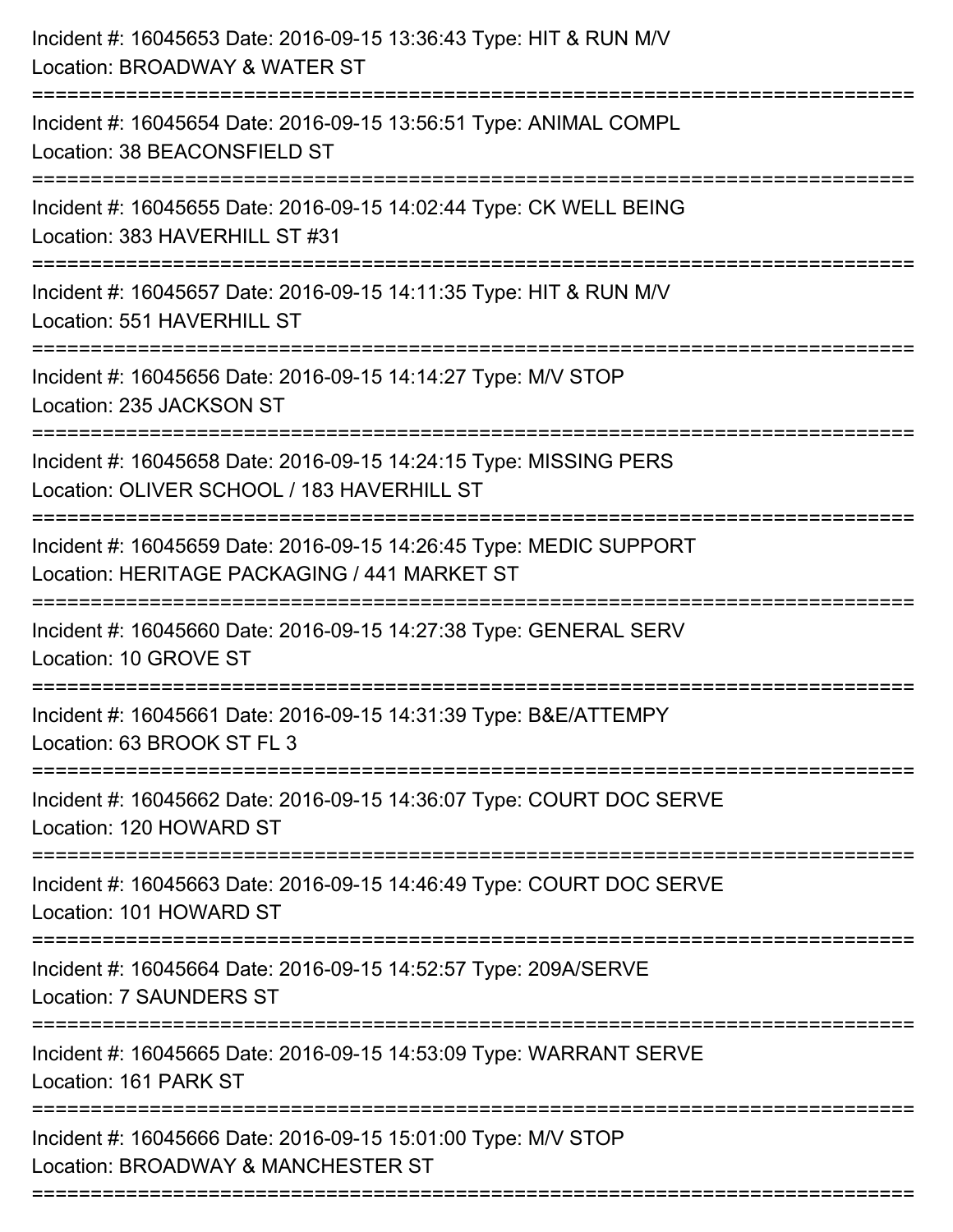Incident #: 16045653 Date: 2016-09-15 13:36:43 Type: HIT & RUN M/V
Location: BROADWAY & WATER ST

===========================================================================

Incident #: 16045654 Date: 2016-09-15 13:56:51 Type: ANIMAL COMPL
Location: 38 BEACONSFIELD ST

===========================================================================

Incident #: 16045655 Date: 2016-09-15 14:02:44 Type: CK WELL BEING
Location: 383 HAVERHILL ST #31

===========================================================================

Incident #: 16045657 Date: 2016-09-15 14:11:35 Type: HIT & RUN M/V
Location: 551 HAVERHILL ST

===========================================================================

Incident #: 16045656 Date: 2016-09-15 14:14:27 Type: M/V STOP
Location: 235 JACKSON ST

===========================================================================

Incident #: 16045658 Date: 2016-09-15 14:24:15 Type: MISSING PERS
Location: OLIVER SCHOOL / 183 HAVERHILL ST

===========================================================================

Incident #: 16045659 Date: 2016-09-15 14:26:45 Type: MEDIC SUPPORT
Location: HERITAGE PACKAGING / 441 MARKET ST

===========================================================================

Incident #: 16045660 Date: 2016-09-15 14:27:38 Type: GENERAL SERV
Location: 10 GROVE ST

===========================================================================

Incident #: 16045661 Date: 2016-09-15 14:31:39 Type: B&E/ATTEMPY
Location: 63 BROOK ST FL 3

===========================================================================

Incident #: 16045662 Date: 2016-09-15 14:36:07 Type: COURT DOC SERVE
Location: 120 HOWARD ST

===========================================================================

Incident #: 16045663 Date: 2016-09-15 14:46:49 Type: COURT DOC SERVE
Location: 101 HOWARD ST

===========================================================================

Incident #: 16045664 Date: 2016-09-15 14:52:57 Type: 209A/SERVE
Location: 7 SAUNDERS ST

===========================================================================

Incident #: 16045665 Date: 2016-09-15 14:53:09 Type: WARRANT SERVE
Location: 161 PARK ST

===========================================================================

Incident #: 16045666 Date: 2016-09-15 15:01:00 Type: M/V STOP
Location: BROADWAY & MANCHESTER ST

===========================================================================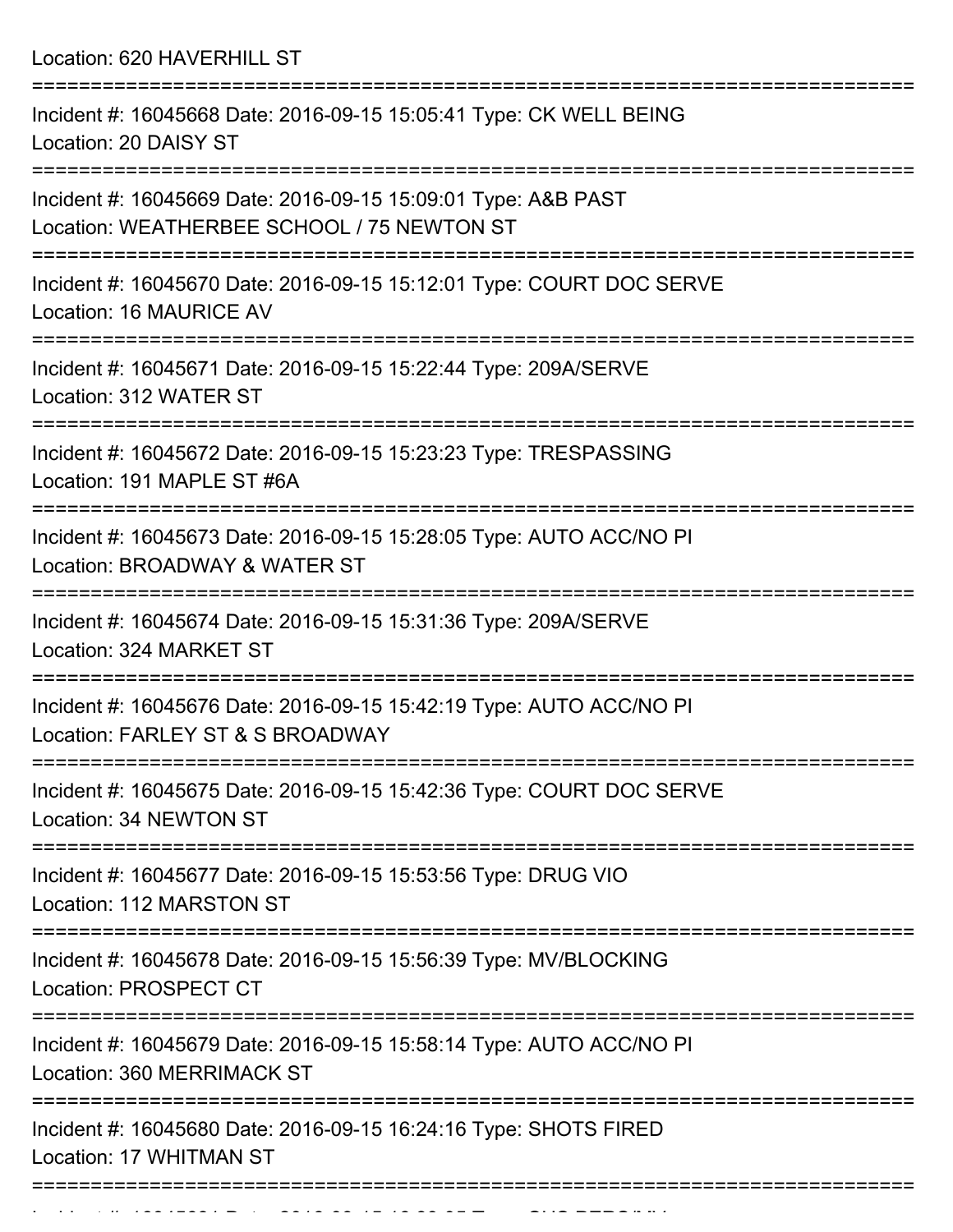Location: 620 HAVERHILL ST

===========================================================================

Incident #: 16045668 Date: 2016-09-15 15:05:41 Type: CK WELL BEING
Location: 20 DAISY ST

===========================================================================

Incident #: 16045669 Date: 2016-09-15 15:09:01 Type: A&B PAST
Location: WEATHERBEE SCHOOL / 75 NEWTON ST

===========================================================================

Incident #: 16045670 Date: 2016-09-15 15:12:01 Type: COURT DOC SERVE
Location: 16 MAURICE AV

===========================================================================

Incident #: 16045671 Date: 2016-09-15 15:22:44 Type: 209A/SERVE
Location: 312 WATER ST

===========================================================================

Incident #: 16045672 Date: 2016-09-15 15:23:23 Type: TRESPASSING
Location: 191 MAPLE ST #6A

===========================================================================

Incident #: 16045673 Date: 2016-09-15 15:28:05 Type: AUTO ACC/NO PI
Location: BROADWAY & WATER ST

===========================================================================

Incident #: 16045674 Date: 2016-09-15 15:31:36 Type: 209A/SERVE
Location: 324 MARKET ST

===========================================================================

Incident #: 16045676 Date: 2016-09-15 15:42:19 Type: AUTO ACC/NO PI
Location: FARLEY ST & S BROADWAY

===========================================================================

Incident #: 16045675 Date: 2016-09-15 15:42:36 Type: COURT DOC SERVE
Location: 34 NEWTON ST

===========================================================================

Incident #: 16045677 Date: 2016-09-15 15:53:56 Type: DRUG VIO
Location: 112 MARSTON ST

===========================================================================

Incident #: 16045678 Date: 2016-09-15 15:56:39 Type: MV/BLOCKING
Location: PROSPECT CT

===========================================================================

Incident #: 16045679 Date: 2016-09-15 15:58:14 Type: AUTO ACC/NO PI
Location: 360 MERRIMACK ST

===========================================================================

Incident #: 16045680 Date: 2016-09-15 16:24:16 Type: SHOTS FIRED
Location: 17 WHITMAN ST

===========================================================================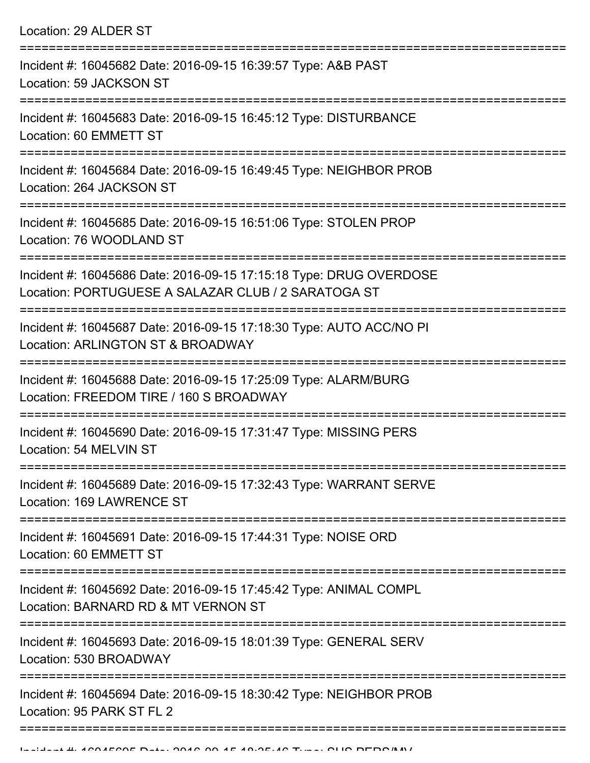Location: 29 ALDER ST

===========================================================================

Incident #: 16045682 Date: 2016-09-15 16:39:57 Type: A&B PAST
Location: 59 JACKSON ST

===========================================================================

Incident #: 16045683 Date: 2016-09-15 16:45:12 Type: DISTURBANCE
Location: 60 EMMETT ST

===========================================================================

Incident #: 16045684 Date: 2016-09-15 16:49:45 Type: NEIGHBOR PROB
Location: 264 JACKSON ST

===========================================================================

Incident #: 16045685 Date: 2016-09-15 16:51:06 Type: STOLEN PROP
Location: 76 WOODLAND ST

===========================================================================

Incident #: 16045686 Date: 2016-09-15 17:15:18 Type: DRUG OVERDOSE
Location: PORTUGUESE A SALAZAR CLUB / 2 SARATOGA ST

===========================================================================

Incident #: 16045687 Date: 2016-09-15 17:18:30 Type: AUTO ACC/NO PI
Location: ARLINGTON ST & BROADWAY

===========================================================================

Incident #: 16045688 Date: 2016-09-15 17:25:09 Type: ALARM/BURG
Location: FREEDOM TIRE / 160 S BROADWAY

===========================================================================

Incident #: 16045690 Date: 2016-09-15 17:31:47 Type: MISSING PERS
Location: 54 MELVIN ST

===========================================================================

Incident #: 16045689 Date: 2016-09-15 17:32:43 Type: WARRANT SERVE
Location: 169 LAWRENCE ST

===========================================================================

Incident #: 16045691 Date: 2016-09-15 17:44:31 Type: NOISE ORD
Location: 60 EMMETT ST

===========================================================================

Incident #: 16045692 Date: 2016-09-15 17:45:42 Type: ANIMAL COMPL
Location: BARNARD RD & MT VERNON ST

===========================================================================

Incident #: 16045693 Date: 2016-09-15 18:01:39 Type: GENERAL SERV
Location: 530 BROADWAY

===========================================================================

Incident #: 16045694 Date: 2016-09-15 18:30:42 Type: NEIGHBOR PROB
Location: 95 PARK ST FL 2

===========================================================================

Incident #: 16045695 Date: 2016-09-15 18:35:46 Type: SUS PERS/MV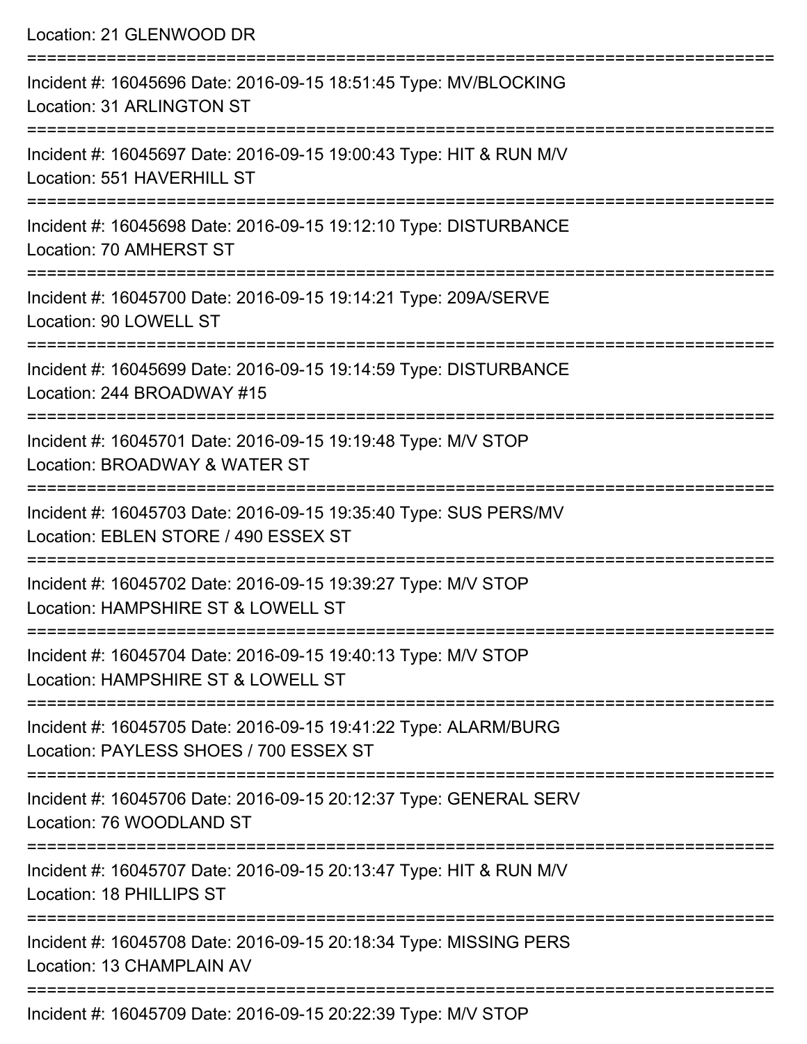Location: 21 GLENWOOD DR

===========================================================================

Incident #: 16045696 Date: 2016-09-15 18:51:45 Type: MV/BLOCKING
Location: 31 ARLINGTON ST

===========================================================================

Incident #: 16045697 Date: 2016-09-15 19:00:43 Type: HIT & RUN M/V
Location: 551 HAVERHILL ST

===========================================================================

Incident #: 16045698 Date: 2016-09-15 19:12:10 Type: DISTURBANCE
Location: 70 AMHERST ST

===========================================================================

Incident #: 16045700 Date: 2016-09-15 19:14:21 Type: 209A/SERVE
Location: 90 LOWELL ST

===========================================================================

Incident #: 16045699 Date: 2016-09-15 19:14:59 Type: DISTURBANCE
Location: 244 BROADWAY #15

===========================================================================

Incident #: 16045701 Date: 2016-09-15 19:19:48 Type: M/V STOP
Location: BROADWAY & WATER ST

===========================================================================

Incident #: 16045703 Date: 2016-09-15 19:35:40 Type: SUS PERS/MV
Location: EBLEN STORE / 490 ESSEX ST

===========================================================================

Incident #: 16045702 Date: 2016-09-15 19:39:27 Type: M/V STOP
Location: HAMPSHIRE ST & LOWELL ST

===========================================================================

Incident #: 16045704 Date: 2016-09-15 19:40:13 Type: M/V STOP
Location: HAMPSHIRE ST & LOWELL ST

===========================================================================

Incident #: 16045705 Date: 2016-09-15 19:41:22 Type: ALARM/BURG
Location: PAYLESS SHOES / 700 ESSEX ST

===========================================================================

Incident #: 16045706 Date: 2016-09-15 20:12:37 Type: GENERAL SERV
Location: 76 WOODLAND ST

===========================================================================

Incident #: 16045707 Date: 2016-09-15 20:13:47 Type: HIT & RUN M/V
Location: 18 PHILLIPS ST

===========================================================================

Incident #: 16045708 Date: 2016-09-15 20:18:34 Type: MISSING PERS
Location: 13 CHAMPLAIN AV

===========================================================================

Incident #: 16045709 Date: 2016-09-15 20:22:39 Type: M/V STOP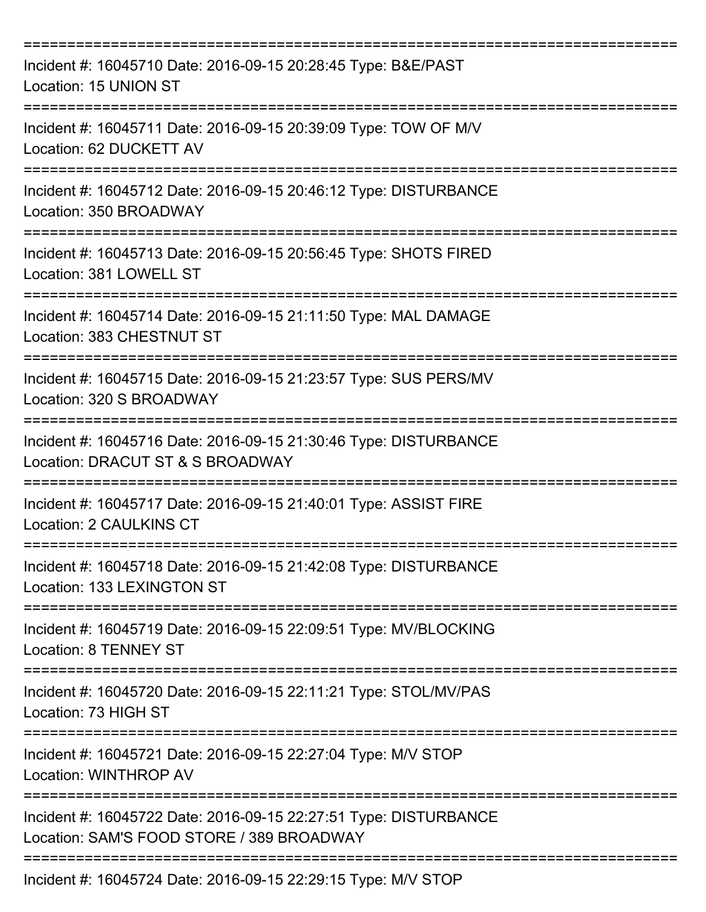===========================================================================

Incident #: 16045710 Date: 2016-09-15 20:28:45 Type: B&E/PAST
Location: 15 UNION ST

===========================================================================

Incident #: 16045711 Date: 2016-09-15 20:39:09 Type: TOW OF M/V
Location: 62 DUCKETT AV

===========================================================================

Incident #: 16045712 Date: 2016-09-15 20:46:12 Type: DISTURBANCE
Location: 350 BROADWAY

===========================================================================

Incident #: 16045713 Date: 2016-09-15 20:56:45 Type: SHOTS FIRED
Location: 381 LOWELL ST

===========================================================================

Incident #: 16045714 Date: 2016-09-15 21:11:50 Type: MAL DAMAGE
Location: 383 CHESTNUT ST

===========================================================================

Incident #: 16045715 Date: 2016-09-15 21:23:57 Type: SUS PERS/MV
Location: 320 S BROADWAY

===========================================================================

Incident #: 16045716 Date: 2016-09-15 21:30:46 Type: DISTURBANCE
Location: DRACUT ST & S BROADWAY

===========================================================================

Incident #: 16045717 Date: 2016-09-15 21:40:01 Type: ASSIST FIRE
Location: 2 CAULKINS CT

===========================================================================

Incident #: 16045718 Date: 2016-09-15 21:42:08 Type: DISTURBANCE
Location: 133 LEXINGTON ST

===========================================================================

Incident #: 16045719 Date: 2016-09-15 22:09:51 Type: MV/BLOCKING
Location: 8 TENNEY ST

===========================================================================

Incident #: 16045720 Date: 2016-09-15 22:11:21 Type: STOL/MV/PAS
Location: 73 HIGH ST

===========================================================================

Incident #: 16045721 Date: 2016-09-15 22:27:04 Type: M/V STOP
Location: WINTHROP AV

===========================================================================

Incident #: 16045722 Date: 2016-09-15 22:27:51 Type: DISTURBANCE
Location: SAM'S FOOD STORE / 389 BROADWAY

===========================================================================

Incident #: 16045724 Date: 2016-09-15 22:29:15 Type: M/V STOP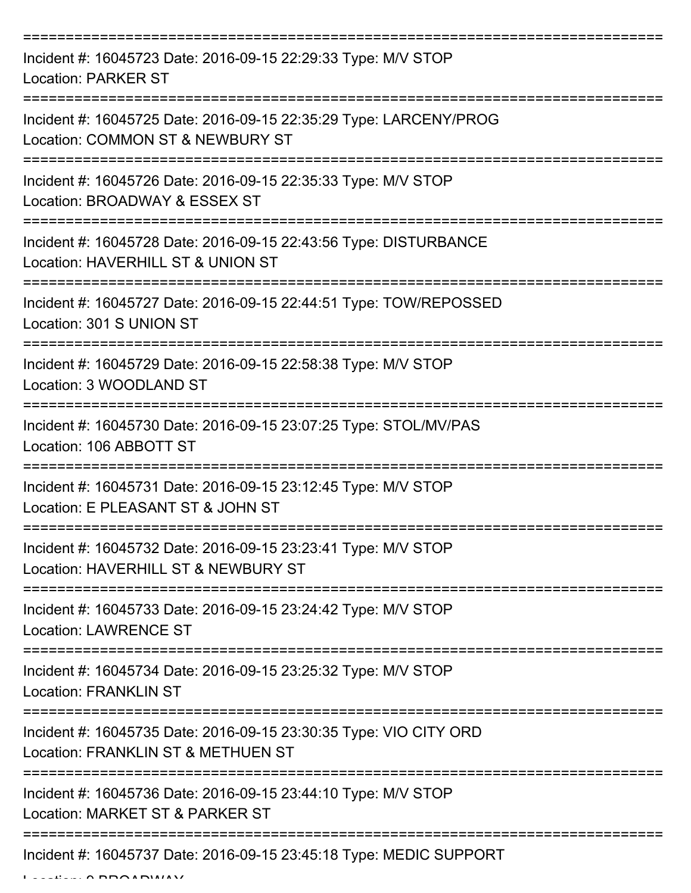===========================================================================

Incident #: 16045723 Date: 2016-09-15 22:29:33 Type: M/V STOP
Location: PARKER ST

===========================================================================

Incident #: 16045725 Date: 2016-09-15 22:35:29 Type: LARCENY/PROG
Location: COMMON ST & NEWBURY ST

===========================================================================

Incident #: 16045726 Date: 2016-09-15 22:35:33 Type: M/V STOP
Location: BROADWAY & ESSEX ST

===========================================================================

Incident #: 16045728 Date: 2016-09-15 22:43:56 Type: DISTURBANCE
Location: HAVERHILL ST & UNION ST

===========================================================================

Incident #: 16045727 Date: 2016-09-15 22:44:51 Type: TOW/REPOSSED
Location: 301 S UNION ST

===========================================================================

Incident #: 16045729 Date: 2016-09-15 22:58:38 Type: M/V STOP
Location: 3 WOODLAND ST

===========================================================================

Incident #: 16045730 Date: 2016-09-15 23:07:25 Type: STOL/MV/PAS
Location: 106 ABBOTT ST

===========================================================================

Incident #: 16045731 Date: 2016-09-15 23:12:45 Type: M/V STOP
Location: E PLEASANT ST & JOHN ST

===========================================================================

Incident #: 16045732 Date: 2016-09-15 23:23:41 Type: M/V STOP
Location: HAVERHILL ST & NEWBURY ST

===========================================================================

Incident #: 16045733 Date: 2016-09-15 23:24:42 Type: M/V STOP
Location: LAWRENCE ST

===========================================================================

Incident #: 16045734 Date: 2016-09-15 23:25:32 Type: M/V STOP
Location: FRANKLIN ST

===========================================================================

Incident #: 16045735 Date: 2016-09-15 23:30:35 Type: VIO CITY ORD
Location: FRANKLIN ST & METHUEN ST

===========================================================================

Incident #: 16045736 Date: 2016-09-15 23:44:10 Type: M/V STOP
Location: MARKET ST & PARKER ST

===========================================================================

Incident #: 16045737 Date: 2016-09-15 23:45:18 Type: MEDIC SUPPORT
Location: 0 BROADWAY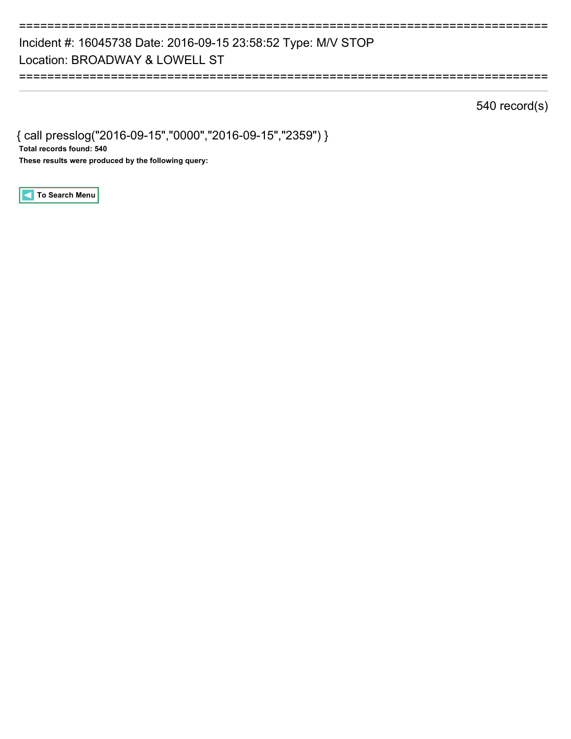===========================================================================

Incident #: 16045738 Date: 2016-09-15 23:58:52 Type: M/V STOP

Location: BROADWAY & LOWELL ST

===========================================================================

---

540 record(s)

{ call presslog("2016-09-15","0000","2016-09-15","2359") }

**Total records found: 540**

**These results were produced by the following query:**

**To Search Menu**